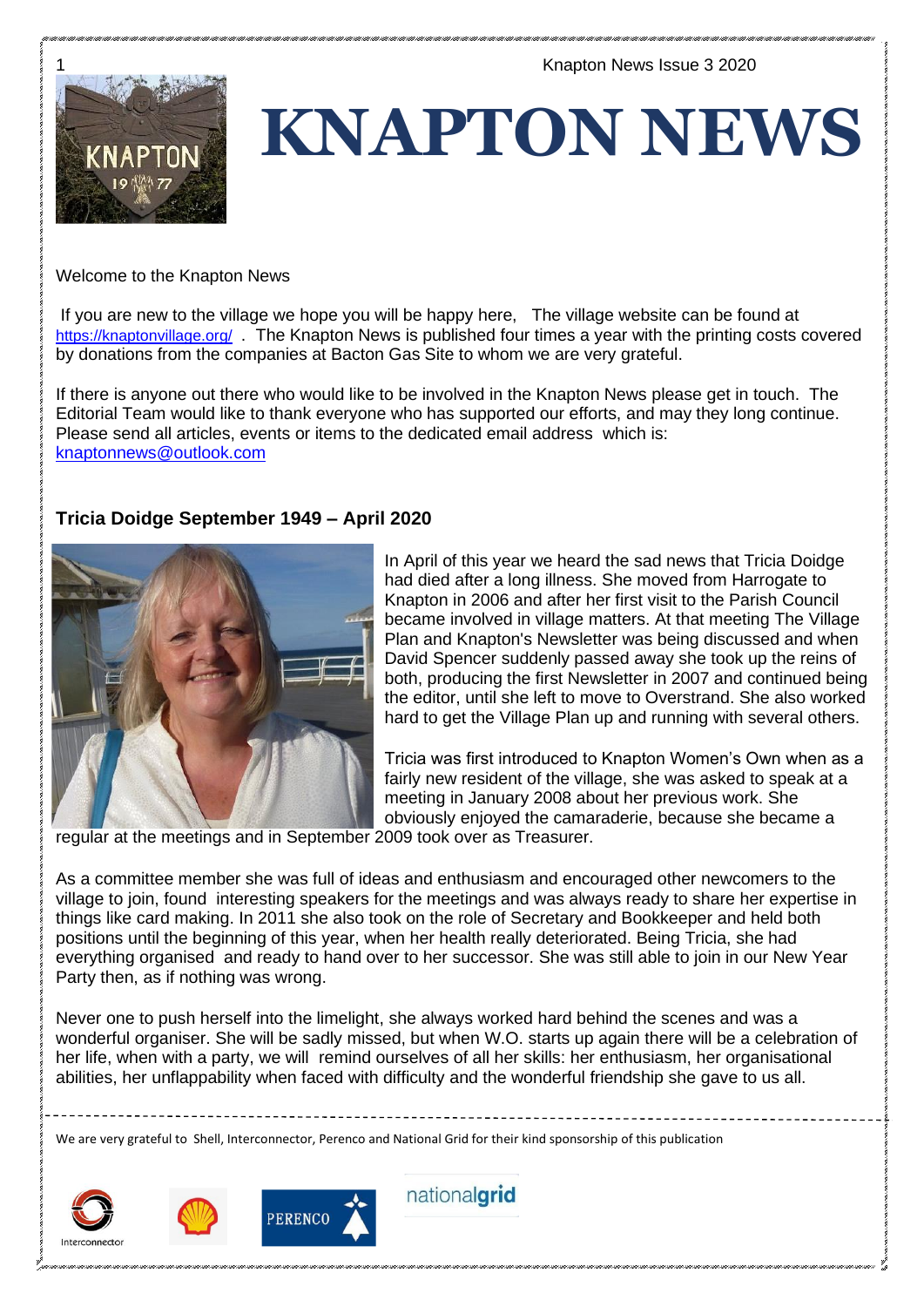# KNAPTON NEWS

Welcome to the Knapton News

If you are new to the village we hope you will be happy here, The village website can be found at https://knaptonvillage.org/ . The Knapton News is published four times a year with the printing costs covered by donations from the companies at Bacton Gas Site to whom we are very grateful.

If there is anyone out there who would like to be involved in the Knapton News please get in touch. The Editorial Team would like to thank everyone who has supported our efforts, and may they long continue. Please send all articles, events or items to the dedicated email address which is: knaptonnews@outlook.com

## Tricia Doidge September 1949 – April 2020

In April of this year we heard the sad news that Tricia Doidge had died after a long illness. She moved from Harrogate to Knapton in 2006 and after her first visit to the Parish Council became involved in village matters. At that meeting The Village Plan and Knapton's Newsletter was being discussed and when David Spencer suddenly passed away she took up the reins of both, producing the first Newsletter in 2007 and continued being the editor, until she left to move to Overstrand. She also worked hard to get the Village Plan up and running with several others.

Tricia was first introduced to Knapton Women's Own when as a fairly new resident of the village, she was asked to speak at a meeting in January 2008 about her previous work. She obviously enjoyed the camaraderie, because she became a regular at the meetings and in September 2009 took over as Treasurer.

As a committee member she was full of ideas and enthusiasm and encouraged other newcomers to the village to join, found interesting speakers for the meetings and was always ready to share her expertise in things like card making. In 2011 she also took on the role of Secretary and Bookkeeper and held both positions until the beginning of this year, when her health really deteriorated. Being Tricia, she had everything organised and ready to hand over to her successor. She was still able to join in our New Year Party then, as if nothing was wrong.

Never one to push herself into the limelight, she always worked hard behind the scenes and was a wonderful organiser. She will be sadly missed, but when W.O. starts up again there will be a celebration of her life, when with a party, we will remind ourselves of all her skills: her enthusiasm, her organisational abilities, her unflappability when faced with difficulty and the wonderful friendship she gave to us all.

---

We are very grateful to Shell, Interconnector, Perenco and National Grid for their kind sponsorship of this publication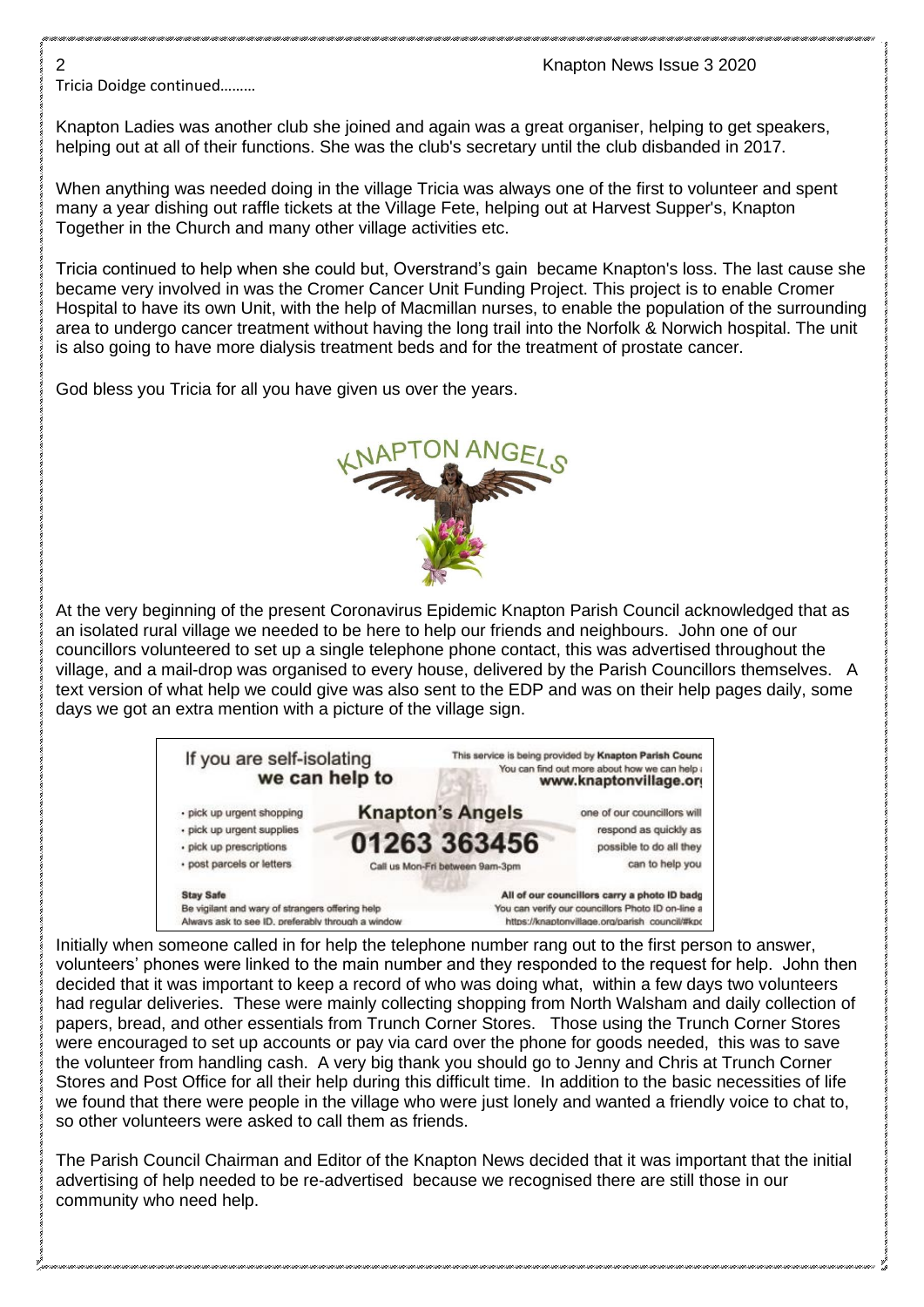Tricia Doidge continued………

Knapton Ladies was another club she joined and again was a great organiser, helping to get speakers, helping out at all of their functions. She was the club's secretary until the club disbanded in 2017.

When anything was needed doing in the village Tricia was always one of the first to volunteer and spent many a year dishing out raffle tickets at the Village Fete, helping out at Harvest Supper's, Knapton Together in the Church and many other village activities etc.

Tricia continued to help when she could but, Overstrand's gain became Knapton's loss. The last cause she became very involved in was the Cromer Cancer Unit Funding Project. This project is to enable Cromer Hospital to have its own Unit, with the help of Macmillan nurses, to enable the population of the surrounding area to undergo cancer treatment without having the long trail into the Norfolk & Norwich hospital. The unit is also going to have more dialysis treatment beds and for the treatment of prostate cancer.

God bless you Tricia for all you have given us over the years.

# KNAPTON ANGELS

At the very beginning of the present Coronavirus Epidemic Knapton Parish Council acknowledged that as an isolated rural village we needed to be here to help our friends and neighbours. John one of our councillors volunteered to set up a single telephone phone contact, this was advertised throughout the village, and a mail-drop was organised to every house, delivered by the Parish Councillors themselves. A text version of what help we could give was also sent to the EDP and was on their help pages daily, some days we got an extra mention with a picture of the village sign.

**If you are self-isolating we can help to**

- pick up urgent shopping
- pick up urgent supplies
- pick up prescriptions
- post parcels or letters

**Knapton's Angels**

**01263 363456**

Call us Mon-Fri between 9am-3pm

This service is being provided by **Knapton Parish Counc**
You can find out more about how we can help a
**www.knaptonvillage.or**

one of our councillors will respond as quickly as possible to do all they can to help you

**Stay Safe**
Be vigilant and wary of strangers offering help
Always ask to see ID, preferably through a window

All of our councillors carry a photo ID badg
You can verify our councillors Photo ID on-line a
https://knaptonvillage.org/parish council/#kpc

Initially when someone called in for help the telephone number rang out to the first person to answer, volunteers' phones were linked to the main number and they responded to the request for help. John then decided that it was important to keep a record of who was doing what, within a few days two volunteers had regular deliveries. These were mainly collecting shopping from North Walsham and daily collection of papers, bread, and other essentials from Trunch Corner Stores. Those using the Trunch Corner Stores were encouraged to set up accounts or pay via card over the phone for goods needed, this was to save the volunteer from handling cash. A very big thank you should go to Jenny and Chris at Trunch Corner Stores and Post Office for all their help during this difficult time. In addition to the basic necessities of life we found that there were people in the village who were just lonely and wanted a friendly voice to chat to, so other volunteers were asked to call them as friends.

The Parish Council Chairman and Editor of the Knapton News decided that it was important that the initial advertising of help needed to be re-advertised because we recognised there are still those in our community who need help.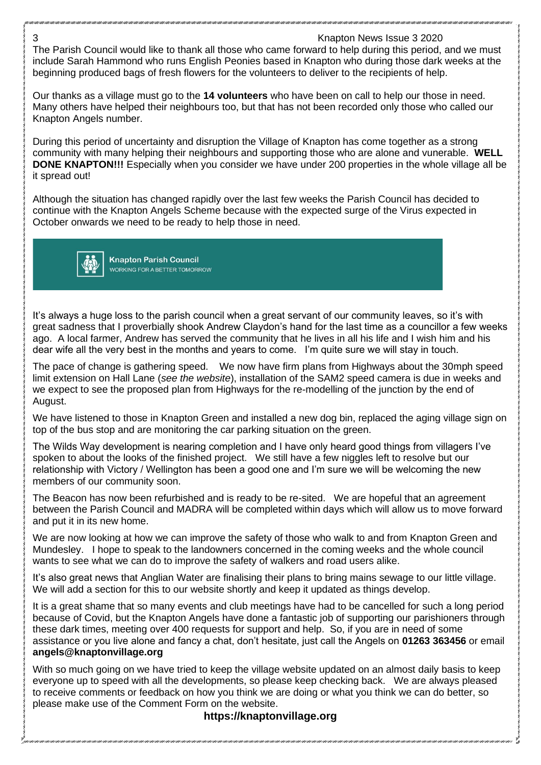The Parish Council would like to thank all those who came forward to help during this period, and we must include Sarah Hammond who runs English Peonies based in Knapton who during those dark weeks at the beginning produced bags of fresh flowers for the volunteers to deliver to the recipients of help.

Our thanks as a village must go to the **14 volunteers** who have been on call to help our those in need. Many others have helped their neighbours too, but that has not been recorded only those who called our Knapton Angels number.

During this period of uncertainty and disruption the Village of Knapton has come together as a strong community with many helping their neighbours and supporting those who are alone and vunerable. **WELL DONE KNAPTON!!!** Especially when you consider we have under 200 properties in the whole village all be it spread out!

Although the situation has changed rapidly over the last few weeks the Parish Council has decided to continue with the Knapton Angels Scheme because with the expected surge of the Virus expected in October onwards we need to be ready to help those in need.

**Knapton Parish Council**
WORKING FOR A BETTER TOMORROW

It's always a huge loss to the parish council when a great servant of our community leaves, so it's with great sadness that I proverbially shook Andrew Claydon's hand for the last time as a councillor a few weeks ago. A local farmer, Andrew has served the community that he lives in all his life and I wish him and his dear wife all the very best in the months and years to come. I'm quite sure we will stay in touch.

The pace of change is gathering speed. We now have firm plans from Highways about the 30mph speed limit extension on Hall Lane (*see the website*), installation of the SAM2 speed camera is due in weeks and we expect to see the proposed plan from Highways for the re-modelling of the junction by the end of August.

We have listened to those in Knapton Green and installed a new dog bin, replaced the aging village sign on top of the bus stop and are monitoring the car parking situation on the green.

The Wilds Way development is nearing completion and I have only heard good things from villagers I've spoken to about the looks of the finished project. We still have a few niggles left to resolve but our relationship with Victory / Wellington has been a good one and I'm sure we will be welcoming the new members of our community soon.

The Beacon has now been refurbished and is ready to be re-sited. We are hopeful that an agreement between the Parish Council and MADRA will be completed within days which will allow us to move forward and put it in its new home.

We are now looking at how we can improve the safety of those who walk to and from Knapton Green and Mundesley. I hope to speak to the landowners concerned in the coming weeks and the whole council wants to see what we can do to improve the safety of walkers and road users alike.

It's also great news that Anglian Water are finalising their plans to bring mains sewage to our little village. We will add a section for this to our website shortly and keep it updated as things develop.

It is a great shame that so many events and club meetings have had to be cancelled for such a long period because of Covid, but the Knapton Angels have done a fantastic job of supporting our parishioners through these dark times, meeting over 400 requests for support and help. So, if you are in need of some assistance or you live alone and fancy a chat, don't hesitate, just call the Angels on **01263 363456** or email **angels@knaptonvillage.org**

With so much going on we have tried to keep the village website updated on an almost daily basis to keep everyone up to speed with all the developments, so please keep checking back. We are always pleased to receive comments or feedback on how you think we are doing or what you think we can do better, so please make use of the Comment Form on the website.

**https://knaptonvillage.org**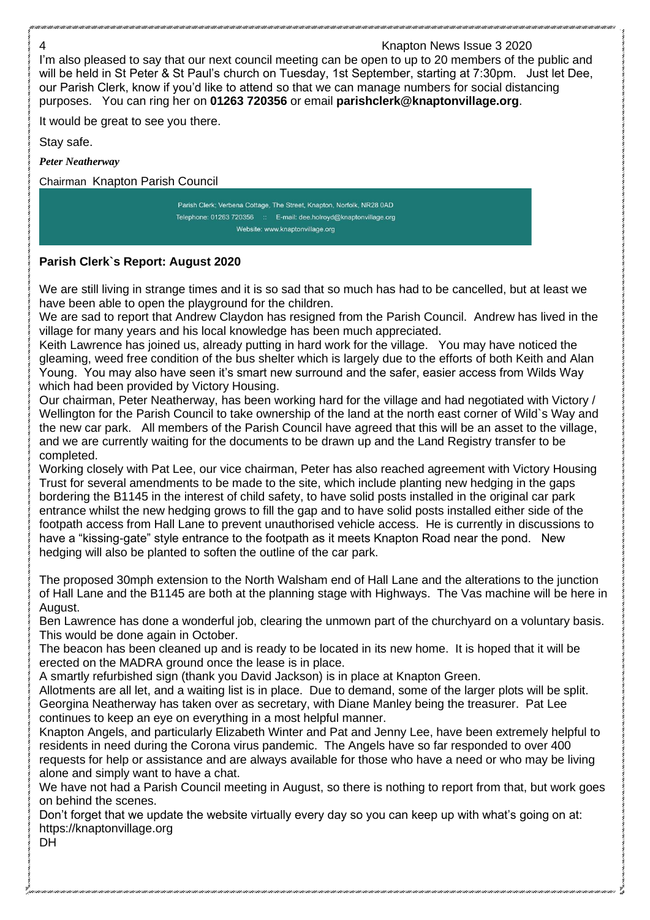I'm also pleased to say that our next council meeting can be open to up to 20 members of the public and will be held in St Peter & St Paul's church on Tuesday, 1st September, starting at 7:30pm. Just let Dee, our Parish Clerk, know if you'd like to attend so that we can manage numbers for social distancing purposes. You can ring her on **01263 720356** or email **parishclerk@knaptonvillage.org**.

It would be great to see you there.

Stay safe.

***Peter Neatherway***

Chairman Knapton Parish Council

Parish Clerk; Verbena Cottage, The Street, Knapton, Norfolk, NR28 0AD
Telephone: 01263 720356 :: E-mail: dee.holroyd@knaptonvillage.org
Website: www.knaptonvillage.org

**Parish Clerk`s Report: August 2020**

We are still living in strange times and it is so sad that so much has had to be cancelled, but at least we have been able to open the playground for the children.

We are sad to report that Andrew Claydon has resigned from the Parish Council. Andrew has lived in the village for many years and his local knowledge has been much appreciated.

Keith Lawrence has joined us, already putting in hard work for the village. You may have noticed the gleaming, weed free condition of the bus shelter which is largely due to the efforts of both Keith and Alan Young. You may also have seen it's smart new surround and the safer, easier access from Wilds Way which had been provided by Victory Housing.

Our chairman, Peter Neatherway, has been working hard for the village and had negotiated with Victory / Wellington for the Parish Council to take ownership of the land at the north east corner of Wild`s Way and the new car park. All members of the Parish Council have agreed that this will be an asset to the village, and we are currently waiting for the documents to be drawn up and the Land Registry transfer to be completed.

Working closely with Pat Lee, our vice chairman, Peter has also reached agreement with Victory Housing Trust for several amendments to be made to the site, which include planting new hedging in the gaps bordering the B1145 in the interest of child safety, to have solid posts installed in the original car park entrance whilst the new hedging grows to fill the gap and to have solid posts installed either side of the footpath access from Hall Lane to prevent unauthorised vehicle access. He is currently in discussions to have a "kissing-gate" style entrance to the footpath as it meets Knapton Road near the pond. New hedging will also be planted to soften the outline of the car park.

The proposed 30mph extension to the North Walsham end of Hall Lane and the alterations to the junction of Hall Lane and the B1145 are both at the planning stage with Highways. The Vas machine will be here in August.

Ben Lawrence has done a wonderful job, clearing the unmown part of the churchyard on a voluntary basis. This would be done again in October.

The beacon has been cleaned up and is ready to be located in its new home. It is hoped that it will be erected on the MADRA ground once the lease is in place.

A smartly refurbished sign (thank you David Jackson) is in place at Knapton Green.

Allotments are all let, and a waiting list is in place. Due to demand, some of the larger plots will be split. Georgina Neatherway has taken over as secretary, with Diane Manley being the treasurer. Pat Lee continues to keep an eye on everything in a most helpful manner.

Knapton Angels, and particularly Elizabeth Winter and Pat and Jenny Lee, have been extremely helpful to residents in need during the Corona virus pandemic. The Angels have so far responded to over 400 requests for help or assistance and are always available for those who have a need or who may be living alone and simply want to have a chat.

We have not had a Parish Council meeting in August, so there is nothing to report from that, but work goes on behind the scenes.

Don't forget that we update the website virtually every day so you can keep up with what's going on at: https://knaptonvillage.org

DH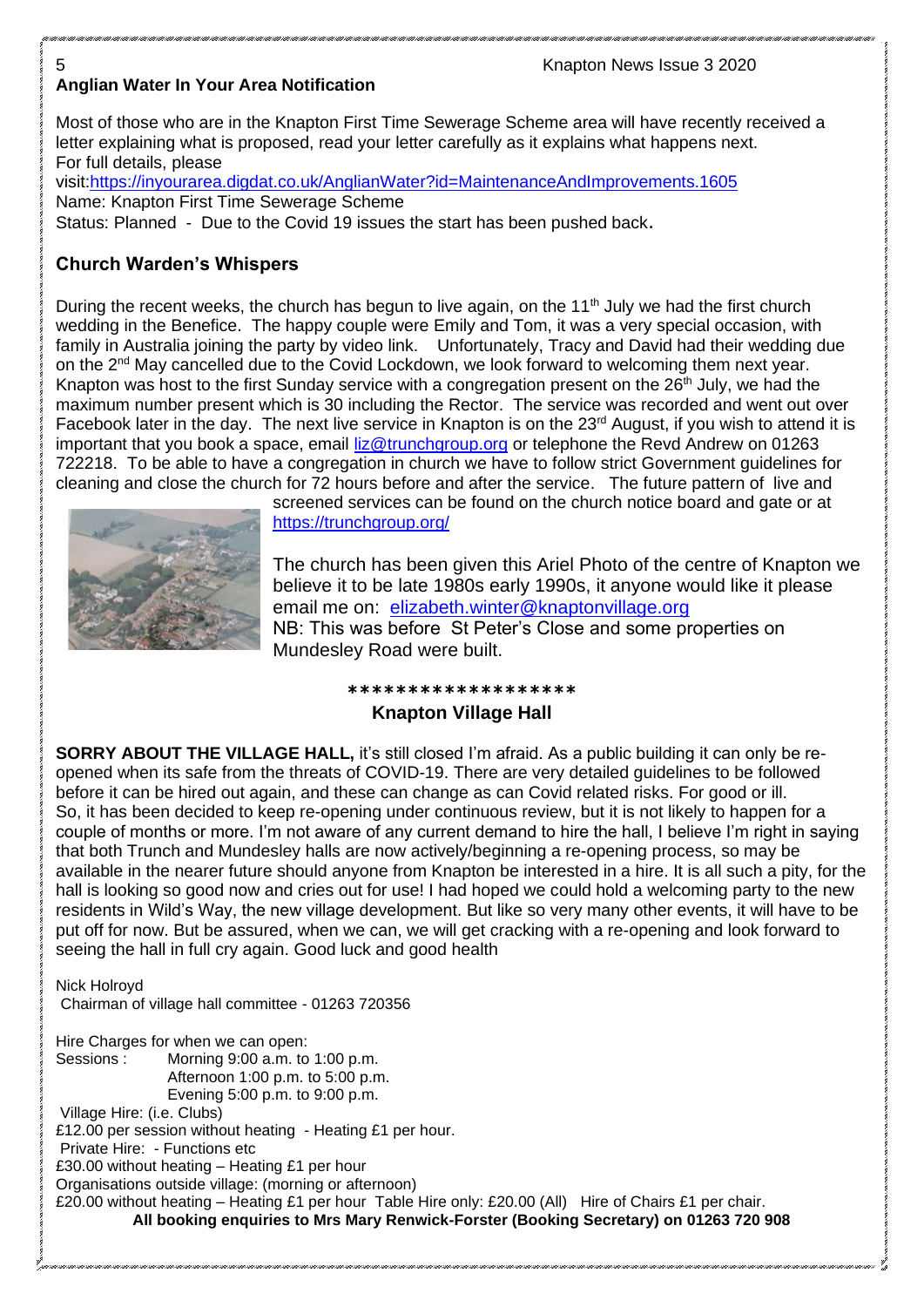## Anglian Water In Your Area Notification

Most of those who are in the Knapton First Time Sewerage Scheme area will have recently received a letter explaining what is proposed, read your letter carefully as it explains what happens next.
For full details, please visit:https://inyourarea.digdat.co.uk/AnglianWater?id=MaintenanceAndImprovements.1605
Name: Knapton First Time Sewerage Scheme
Status: Planned - Due to the Covid 19 issues the start has been pushed back.

## Church Warden's Whispers

During the recent weeks, the church has begun to live again, on the 11th July we had the first church wedding in the Benefice. The happy couple were Emily and Tom, it was a very special occasion, with family in Australia joining the party by video link. Unfortunately, Tracy and David had their wedding due on the 2nd May cancelled due to the Covid Lockdown, we look forward to welcoming them next year. Knapton was host to the first Sunday service with a congregation present on the 26th July, we had the maximum number present which is 30 including the Rector. The service was recorded and went out over Facebook later in the day. The next live service in Knapton is on the 23rd August, if you wish to attend it is important that you book a space, email liz@trunchgroup.org or telephone the Revd Andrew on 01263 722218. To be able to have a congregation in church we have to follow strict Government guidelines for cleaning and close the church for 72 hours before and after the service. The future pattern of live and screened services can be found on the church notice board and gate or at https://trunchgroup.org/

The church has been given this Ariel Photo of the centre of Knapton we believe it to be late 1980s early 1990s, it anyone would like it please email me on: elizabeth.winter@knaptonvillage.org
NB: This was before St Peter's Close and some properties on Mundesley Road were built.

*******************

## Knapton Village Hall

**SORRY ABOUT THE VILLAGE HALL,** it's still closed I'm afraid. As a public building it can only be re-opened when its safe from the threats of COVID-19. There are very detailed guidelines to be followed before it can be hired out again, and these can change as can Covid related risks. For good or ill. So, it has been decided to keep re-opening under continuous review, but it is not likely to happen for a couple of months or more. I'm not aware of any current demand to hire the hall, I believe I'm right in saying that both Trunch and Mundesley halls are now actively/beginning a re-opening process, so may be available in the nearer future should anyone from Knapton be interested in a hire. It is all such a pity, for the hall is looking so good now and cries out for use! I had hoped we could hold a welcoming party to the new residents in Wild's Way, the new village development. But like so very many other events, it will have to be put off for now. But be assured, when we can, we will get cracking with a re-opening and look forward to seeing the hall in full cry again. Good luck and good health

Nick Holroyd
Chairman of village hall committee - 01263 720356

Hire Charges for when we can open:
Sessions : Morning 9:00 a.m. to 1:00 p.m.
Afternoon 1:00 p.m. to 5:00 p.m.
Evening 5:00 p.m. to 9:00 p.m.
Village Hire: (i.e. Clubs)
£12.00 per session without heating - Heating £1 per hour.
Private Hire: - Functions etc
£30.00 without heating – Heating £1 per hour
Organisations outside village: (morning or afternoon)
£20.00 without heating – Heating £1 per hour Table Hire only: £20.00 (All) Hire of Chairs £1 per chair.

**All booking enquiries to Mrs Mary Renwick-Forster (Booking Secretary) on 01263 720 908**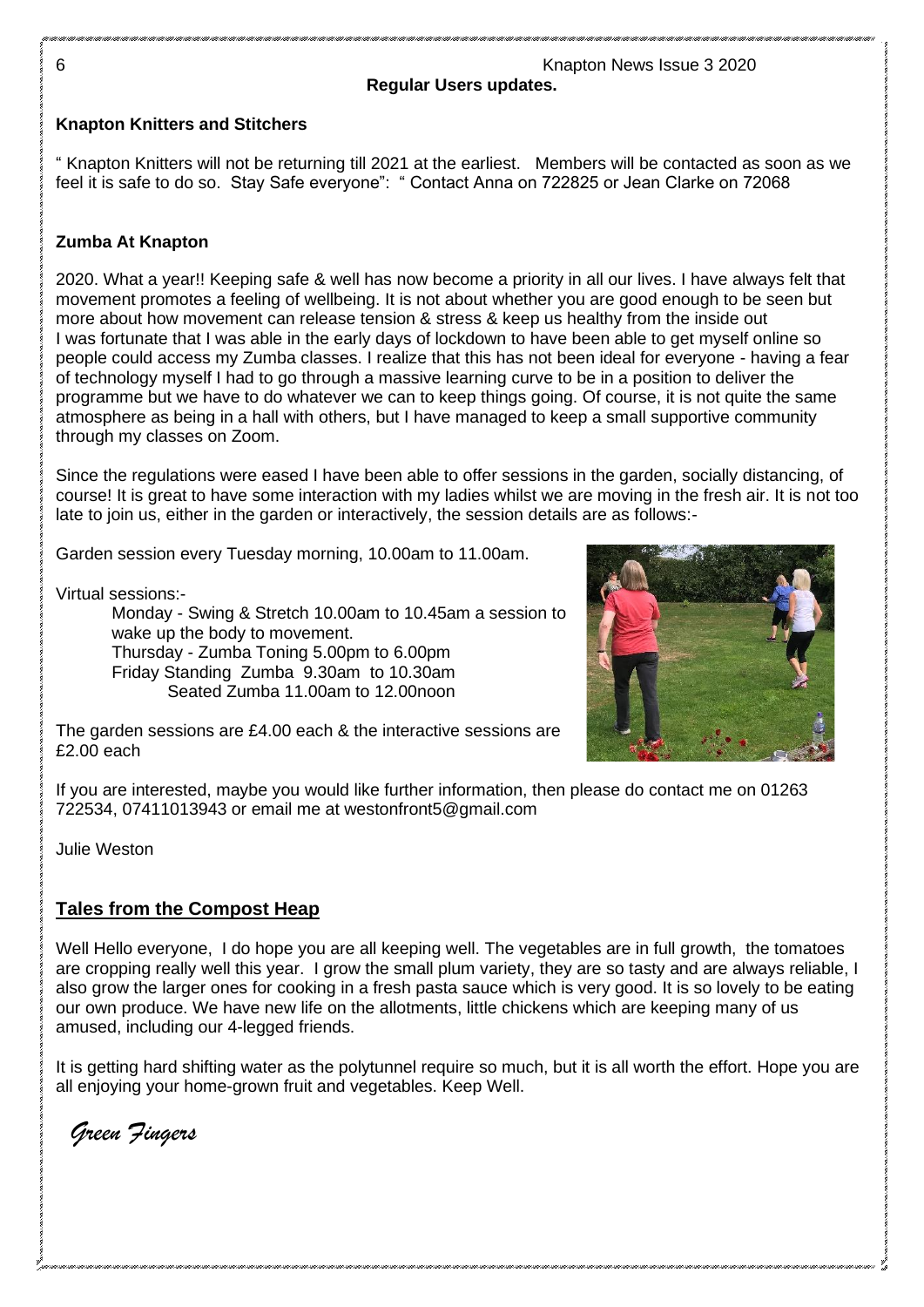**Regular Users updates.**

**Knapton Knitters and Stitchers**

" Knapton Knitters will not be returning till 2021 at the earliest. Members will be contacted as soon as we feel it is safe to do so. Stay Safe everyone": " Contact Anna on 722825 or Jean Clarke on 72068

**Zumba At Knapton**

2020. What a year!! Keeping safe & well has now become a priority in all our lives. I have always felt that movement promotes a feeling of wellbeing. It is not about whether you are good enough to be seen but more about how movement can release tension & stress & keep us healthy from the inside out
I was fortunate that I was able in the early days of lockdown to have been able to get myself online so people could access my Zumba classes. I realize that this has not been ideal for everyone - having a fear of technology myself I had to go through a massive learning curve to be in a position to deliver the programme but we have to do whatever we can to keep things going. Of course, it is not quite the same atmosphere as being in a hall with others, but I have managed to keep a small supportive community through my classes on Zoom.

Since the regulations were eased I have been able to offer sessions in the garden, socially distancing, of course! It is great to have some interaction with my ladies whilst we are moving in the fresh air. It is not too late to join us, either in the garden or interactively, the session details are as follows:-

Garden session every Tuesday morning, 10.00am to 11.00am.

Virtual sessions:-

Monday - Swing & Stretch 10.00am to 10.45am a session to wake up the body to movement.
Thursday - Zumba Toning 5.00pm to 6.00pm
Friday Standing Zumba 9.30am to 10.30am
Seated Zumba 11.00am to 12.00noon

The garden sessions are £4.00 each & the interactive sessions are £2.00 each

If you are interested, maybe you would like further information, then please do contact me on 01263 722534, 07411013943 or email me at westonfront5@gmail.com

Julie Weston

## Tales from the Compost Heap

Well Hello everyone, I do hope you are all keeping well. The vegetables are in full growth, the tomatoes are cropping really well this year. I grow the small plum variety, they are so tasty and are always reliable, I also grow the larger ones for cooking in a fresh pasta sauce which is very good. It is so lovely to be eating our own produce. We have new life on the allotments, little chickens which are keeping many of us amused, including our 4-legged friends.

It is getting hard shifting water as the polytunnel require so much, but it is all worth the effort. Hope you are all enjoying your home-grown fruit and vegetables. Keep Well.

*Green Fingers*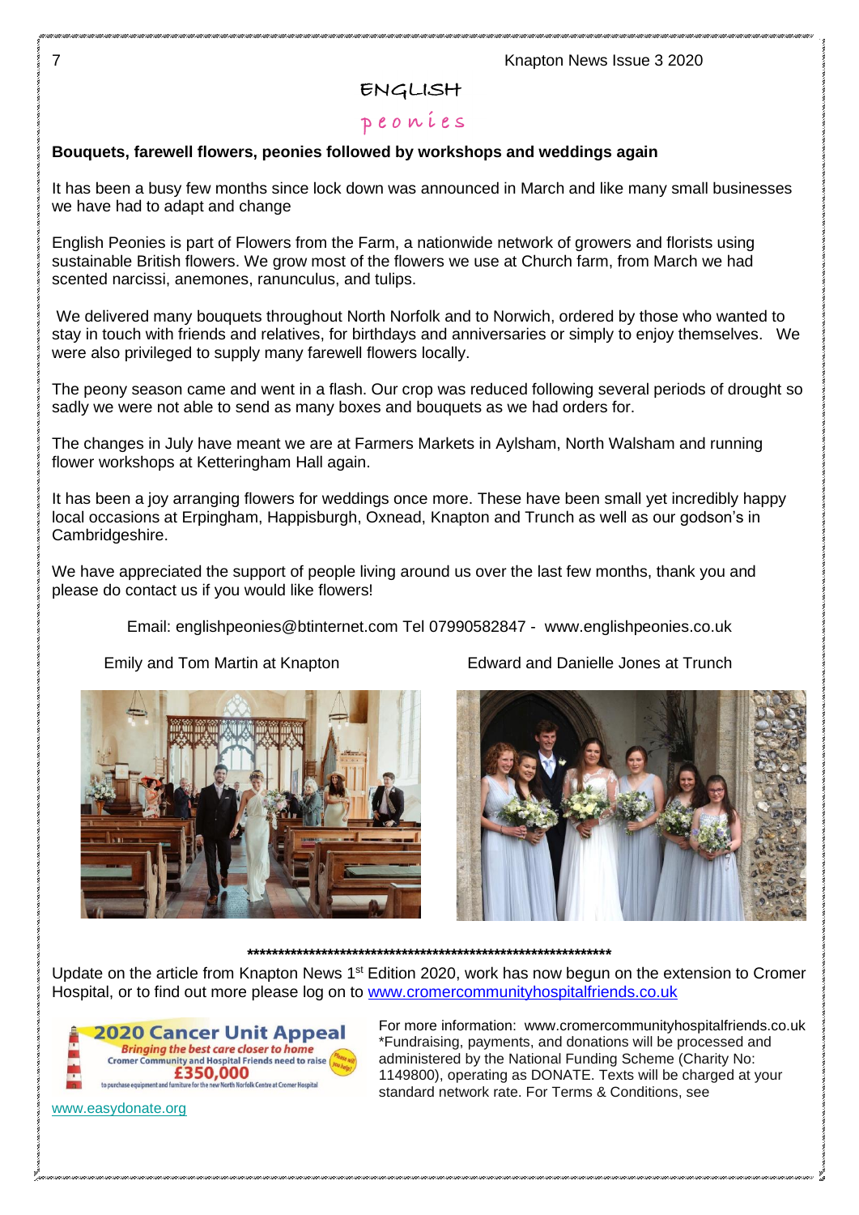# ENGLISH
## peonies

**Bouquets, farewell flowers, peonies followed by workshops and weddings again**

It has been a busy few months since lock down was announced in March and like many small businesses we have had to adapt and change

English Peonies is part of Flowers from the Farm, a nationwide network of growers and florists using sustainable British flowers. We grow most of the flowers we use at Church farm, from March we had scented narcissi, anemones, ranunculus, and tulips.

We delivered many bouquets throughout North Norfolk and to Norwich, ordered by those who wanted to stay in touch with friends and relatives, for birthdays and anniversaries or simply to enjoy themselves. We were also privileged to supply many farewell flowers locally.

The peony season came and went in a flash. Our crop was reduced following several periods of drought so sadly we were not able to send as many boxes and bouquets as we had orders for.

The changes in July have meant we are at Farmers Markets in Aylsham, North Walsham and running flower workshops at Ketteringham Hall again.

It has been a joy arranging flowers for weddings once more. These have been small yet incredibly happy local occasions at Erpingham, Happisburgh, Oxnead, Knapton and Trunch as well as our godson's in Cambridgeshire.

We have appreciated the support of people living around us over the last few months, thank you and please do contact us if you would like flowers!

Email: englishpeonies@btinternet.com Tel 07990582847 - www.englishpeonies.co.uk

Emily and Tom Martin at Knapton

Edward and Danielle Jones at Trunch

****************************************************************

Update on the article from Knapton News 1st Edition 2020, work has now begun on the extension to Cromer Hospital, or to find out more please log on to [www.cromercommunityhospitalfriends.co.uk](www.cromercommunityhospitalfriends.co.uk)

2020 Cancer Unit Appeal
Bringing the best care closer to home
Cromer Community and Hospital Friends need to raise £350,000
to purchase equipment and furniture for the new North Norfolk Centre at Cromer Hospital

For more information: www.cromercommunityhospitalfriends.co.uk
*Fundraising, payments, and donations will be processed and administered by the National Funding Scheme (Charity No: 1149800), operating as DONATE. Texts will be charged at your standard network rate. For Terms & Conditions, see [www.easydonate.org](www.easydonate.org)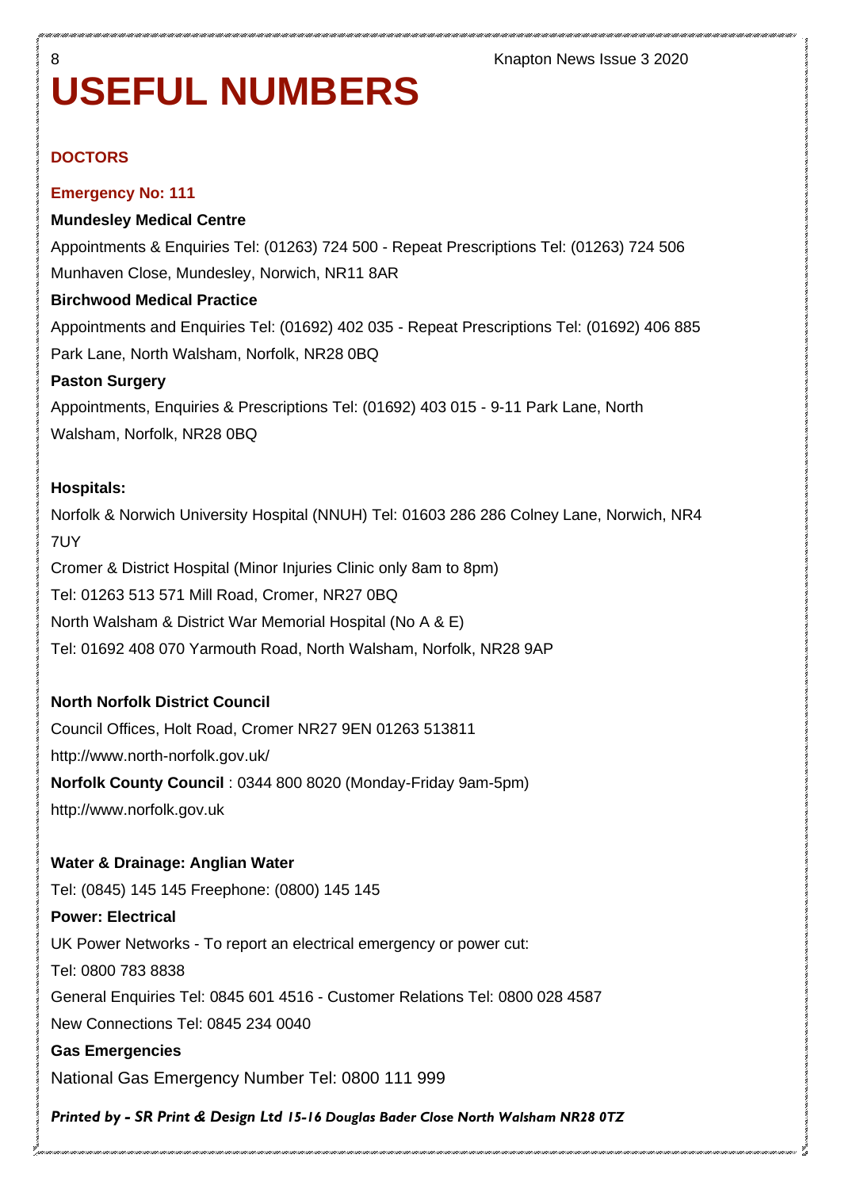# USEFUL NUMBERS

## DOCTORS

**Emergency No: 111**

**Mundesley Medical Centre**

Appointments & Enquiries Tel: (01263) 724 500 - Repeat Prescriptions Tel: (01263) 724 506

Munhaven Close, Mundesley, Norwich, NR11 8AR

**Birchwood Medical Practice**

Appointments and Enquiries Tel: (01692) 402 035 - Repeat Prescriptions Tel: (01692) 406 885

Park Lane, North Walsham, Norfolk, NR28 0BQ

**Paston Surgery**

Appointments, Enquiries & Prescriptions Tel: (01692) 403 015 - 9-11 Park Lane, North Walsham, Norfolk, NR28 0BQ

**Hospitals:**

Norfolk & Norwich University Hospital (NNUH) Tel: 01603 286 286 Colney Lane, Norwich, NR4 7UY

Cromer & District Hospital (Minor Injuries Clinic only 8am to 8pm)

Tel: 01263 513 571 Mill Road, Cromer, NR27 0BQ

North Walsham & District War Memorial Hospital (No A & E)

Tel: 01692 408 070 Yarmouth Road, North Walsham, Norfolk, NR28 9AP

**North Norfolk District Council**

Council Offices, Holt Road, Cromer NR27 9EN 01263 513811

http://www.north-norfolk.gov.uk/

**Norfolk County Council** : 0344 800 8020 (Monday-Friday 9am-5pm)

http://www.norfolk.gov.uk

**Water & Drainage: Anglian Water**

Tel: (0845) 145 145 Freephone: (0800) 145 145

**Power: Electrical**

UK Power Networks - To report an electrical emergency or power cut:

Tel: 0800 783 8838

General Enquiries Tel: 0845 601 4516 - Customer Relations Tel: 0800 028 4587

New Connections Tel: 0845 234 0040

**Gas Emergencies**

National Gas Emergency Number Tel: 0800 111 999

***Printed by - SR Print & Design Ltd 15-16 Douglas Bader Close North Walsham NR28 0TZ***